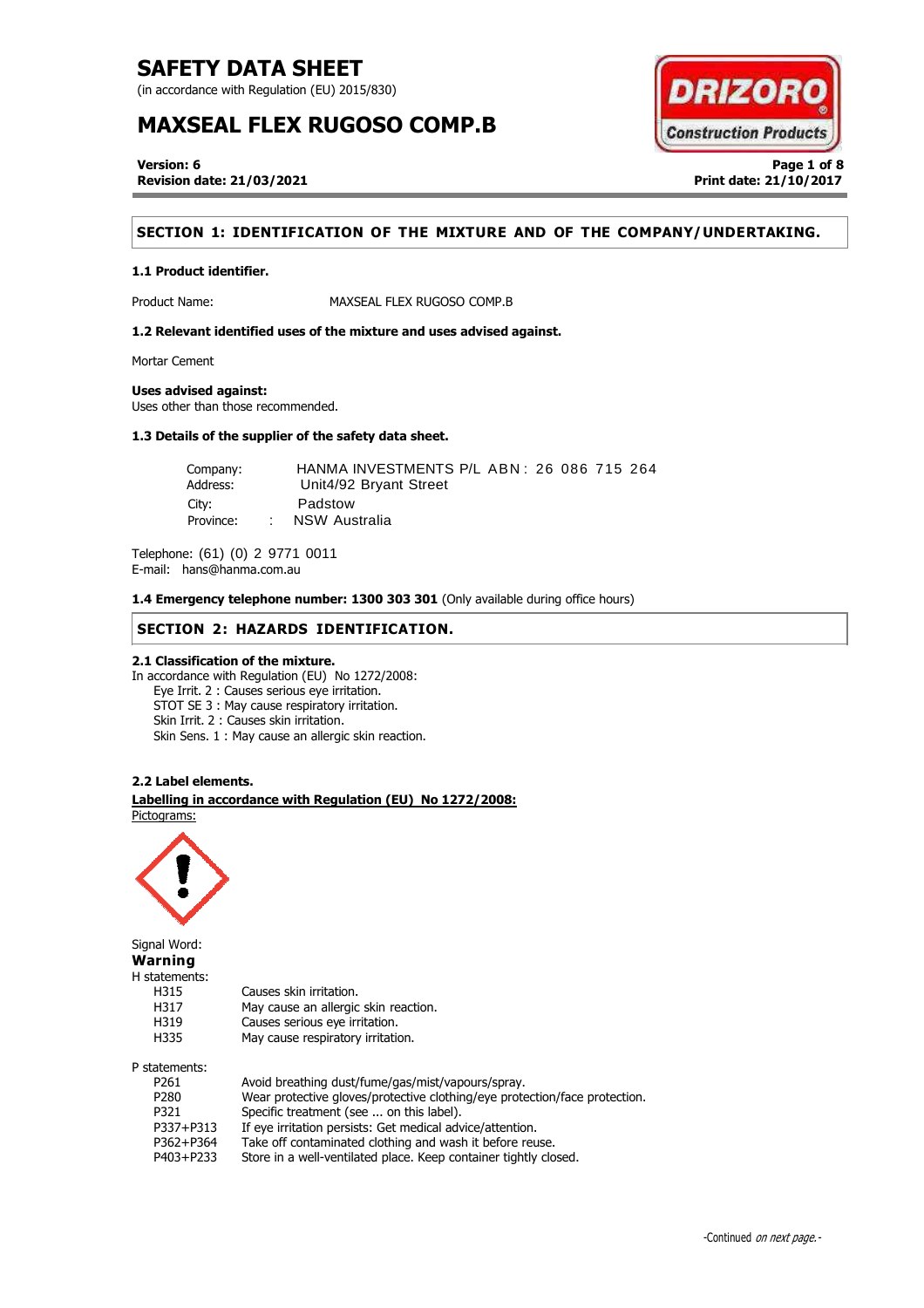# SAFETY DATA SHEET

(in accordance with Regulation (EU) 2015/830)

# MAXSEAL FLEX RUGOSO COMP.B

**Version: 6**
**Revision date: 21/03/2021**

**Print date: 21/10/2017**

## SECTION 1: IDENTIFICATION OF THE MIXTURE AND OF THE COMPANY/UNDERTAKING.

### 1.1 Product identifier.

Product Name: MAXSEAL FLEX RUGOSO COMP.B

### 1.2 Relevant identified uses of the mixture and uses advised against.

Mortar Cement

**Uses advised against:**
Uses other than those recommended.

### 1.3 Details of the supplier of the safety data sheet.

Company: HANMA INVESTMENTS P/L ABN: 26 086 715 264
Address: Unit4/92 Bryant Street
City: Padstow
Province: : NSW Australia

Telephone: (61) (0) 2 9771 0011
E-mail: hans@hanma.com.au

**1.4 Emergency telephone number: 1300 303 301** (Only available during office hours)

## SECTION 2: HAZARDS IDENTIFICATION.

### 2.1 Classification of the mixture.

In accordance with Regulation (EU) No 1272/2008:
- Eye Irrit. 2 : Causes serious eye irritation.
- STOT SE 3 : May cause respiratory irritation.
- Skin Irrit. 2 : Causes skin irritation.
- Skin Sens. 1 : May cause an allergic skin reaction.

### 2.2 Label elements.

**Labelling in accordance with Regulation (EU) No 1272/2008:**

Pictograms:

Signal Word:
**Warning**

H statements:

| | |
|---|---|
| H315 | Causes skin irritation. |
| H317 | May cause an allergic skin reaction. |
| H319 | Causes serious eye irritation. |
| H335 | May cause respiratory irritation. |

P statements:

| | |
|---|---|
| P261 | Avoid breathing dust/fume/gas/mist/vapours/spray. |
| P280 | Wear protective gloves/protective clothing/eye protection/face protection. |
| P321 | Specific treatment (see ... on this label). |
| P337+P313 | If eye irritation persists: Get medical advice/attention. |
| P362+P364 | Take off contaminated clothing and wash it before reuse. |
| P403+P233 | Store in a well-ventilated place. Keep container tightly closed. |

-Continued *on next page.*-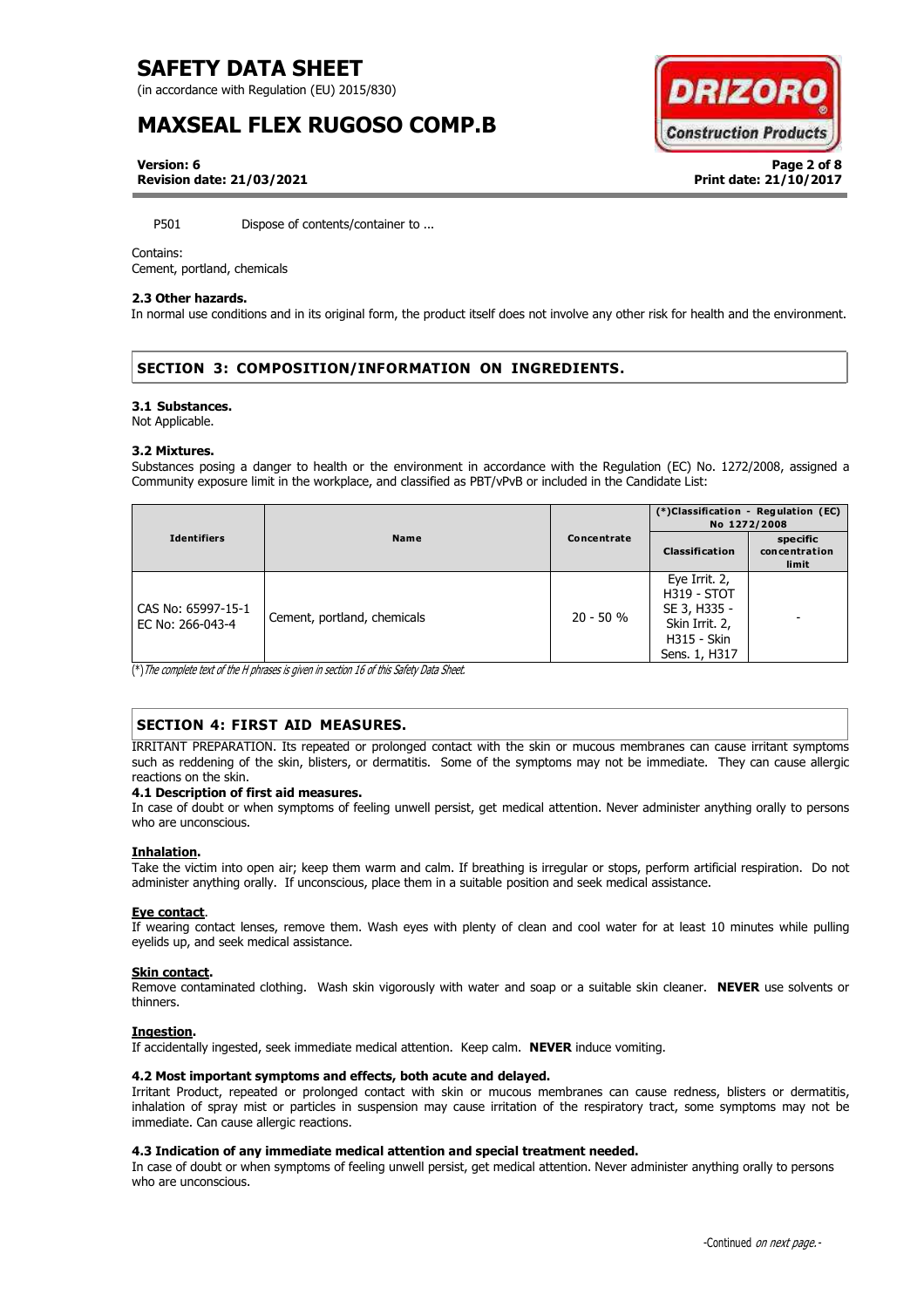P501 Dispose of contents/container to ...

Contains:
Cement, portland, chemicals

#### 2.3 Other hazards.

In normal use conditions and in its original form, the product itself does not involve any other risk for health and the environment.

## SECTION 3: COMPOSITION/INFORMATION ON INGREDIENTS.

#### 3.1 Substances.

Not Applicable.

#### 3.2 Mixtures.

Substances posing a danger to health or the environment in accordance with the Regulation (EC) No. 1272/2008, assigned a Community exposure limit in the workplace, and classified as PBT/vPvB or included in the Candidate List:

| Identifiers | Name | Concentrate | (*)Classification - Regulation (EC) No 1272/2008 | |
|---|---|---|---|---|
| | | | Classification | specific concentration limit |
| CAS No: 65997-15-1 EC No: 266-043-4 | Cement, portland, chemicals | 20 - 50 % | Eye Irrit. 2, H319 - STOT SE 3, H335 - Skin Irrit. 2, H315 - Skin Sens. 1, H317 | - |

(*) *The complete text of the H phrases is given in section 16 of this Safety Data Sheet.*

## SECTION 4: FIRST AID MEASURES.

IRRITANT PREPARATION. Its repeated or prolonged contact with the skin or mucous membranes can cause irritant symptoms such as reddening of the skin, blisters, or dermatitis. Some of the symptoms may not be immediate. They can cause allergic reactions on the skin.

#### 4.1 Description of first aid measures.

In case of doubt or when symptoms of feeling unwell persist, get medical attention. Never administer anything orally to persons who are unconscious.

**Inhalation.**

Take the victim into open air; keep them warm and calm. If breathing is irregular or stops, perform artificial respiration. Do not administer anything orally. If unconscious, place them in a suitable position and seek medical assistance.

**Eye contact.**

If wearing contact lenses, remove them. Wash eyes with plenty of clean and cool water for at least 10 minutes while pulling eyelids up, and seek medical assistance.

**Skin contact.**

Remove contaminated clothing. Wash skin vigorously with water and soap or a suitable skin cleaner. **NEVER** use solvents or thinners.

**Ingestion.**

If accidentally ingested, seek immediate medical attention. Keep calm. **NEVER** induce vomiting.

#### 4.2 Most important symptoms and effects, both acute and delayed.

Irritant Product, repeated or prolonged contact with skin or mucous membranes can cause redness, blisters or dermatitis, inhalation of spray mist or particles in suspension may cause irritation of the respiratory tract, some symptoms may not be immediate. Can cause allergic reactions.

#### 4.3 Indication of any immediate medical attention and special treatment needed.

In case of doubt or when symptoms of feeling unwell persist, get medical attention. Never administer anything orally to persons who are unconscious.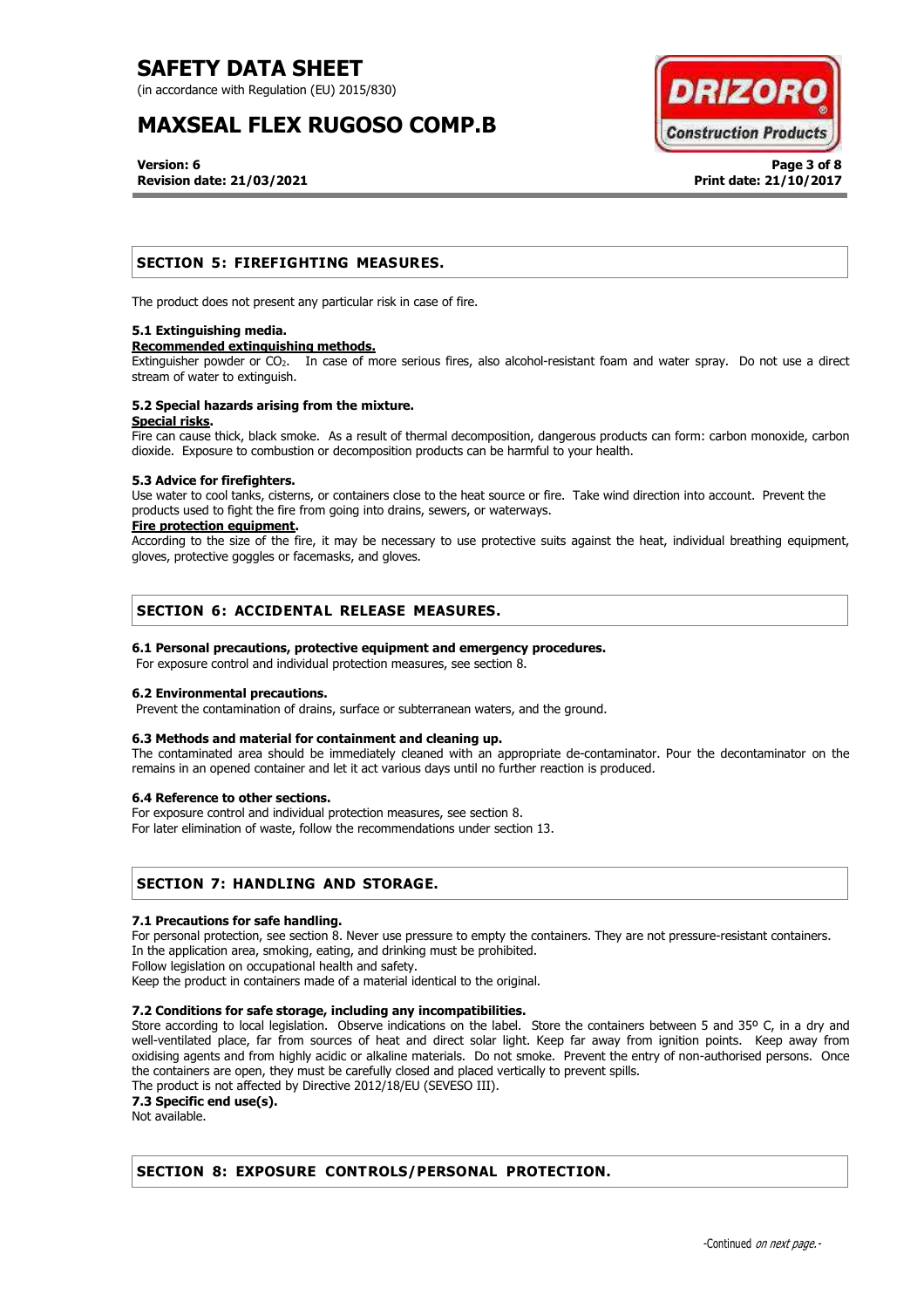## SECTION 5: FIREFIGHTING MEASURES.

The product does not present any particular risk in case of fire.

### 5.1 Extinguishing media.

**Recommended extinguishing methods.**

Extinguisher powder or $CO_2$. In case of more serious fires, also alcohol-resistant foam and water spray. Do not use a direct stream of water to extinguish.

### 5.2 Special hazards arising from the mixture.

**Special risks.**

Fire can cause thick, black smoke. As a result of thermal decomposition, dangerous products can form: carbon monoxide, carbon dioxide. Exposure to combustion or decomposition products can be harmful to your health.

### 5.3 Advice for firefighters.

Use water to cool tanks, cisterns, or containers close to the heat source or fire. Take wind direction into account. Prevent the products used to fight the fire from going into drains, sewers, or waterways.

**Fire protection equipment.**

According to the size of the fire, it may be necessary to use protective suits against the heat, individual breathing equipment, gloves, protective goggles or facemasks, and gloves.

## SECTION 6: ACCIDENTAL RELEASE MEASURES.

### 6.1 Personal precautions, protective equipment and emergency procedures.

For exposure control and individual protection measures, see section 8.

### 6.2 Environmental precautions.

Prevent the contamination of drains, surface or subterranean waters, and the ground.

### 6.3 Methods and material for containment and cleaning up.

The contaminated area should be immediately cleaned with an appropriate de-contaminator. Pour the decontaminator on the remains in an opened container and let it act various days until no further reaction is produced.

### 6.4 Reference to other sections.

For exposure control and individual protection measures, see section 8.
For later elimination of waste, follow the recommendations under section 13.

## SECTION 7: HANDLING AND STORAGE.

### 7.1 Precautions for safe handling.

For personal protection, see section 8. Never use pressure to empty the containers. They are not pressure-resistant containers.
In the application area, smoking, eating, and drinking must be prohibited.
Follow legislation on occupational health and safety.
Keep the product in containers made of a material identical to the original.

### 7.2 Conditions for safe storage, including any incompatibilities.

Store according to local legislation. Observe indications on the label. Store the containers between 5 and 35º C, in a dry and well-ventilated place, far from sources of heat and direct solar light. Keep far away from ignition points. Keep away from oxidising agents and from highly acidic or alkaline materials. Do not smoke. Prevent the entry of non-authorised persons. Once the containers are open, they must be carefully closed and placed vertically to prevent spills.
The product is not affected by Directive 2012/18/EU (SEVESO III).

### 7.3 Specific end use(s).

Not available.

## SECTION 8: EXPOSURE CONTROLS/PERSONAL PROTECTION.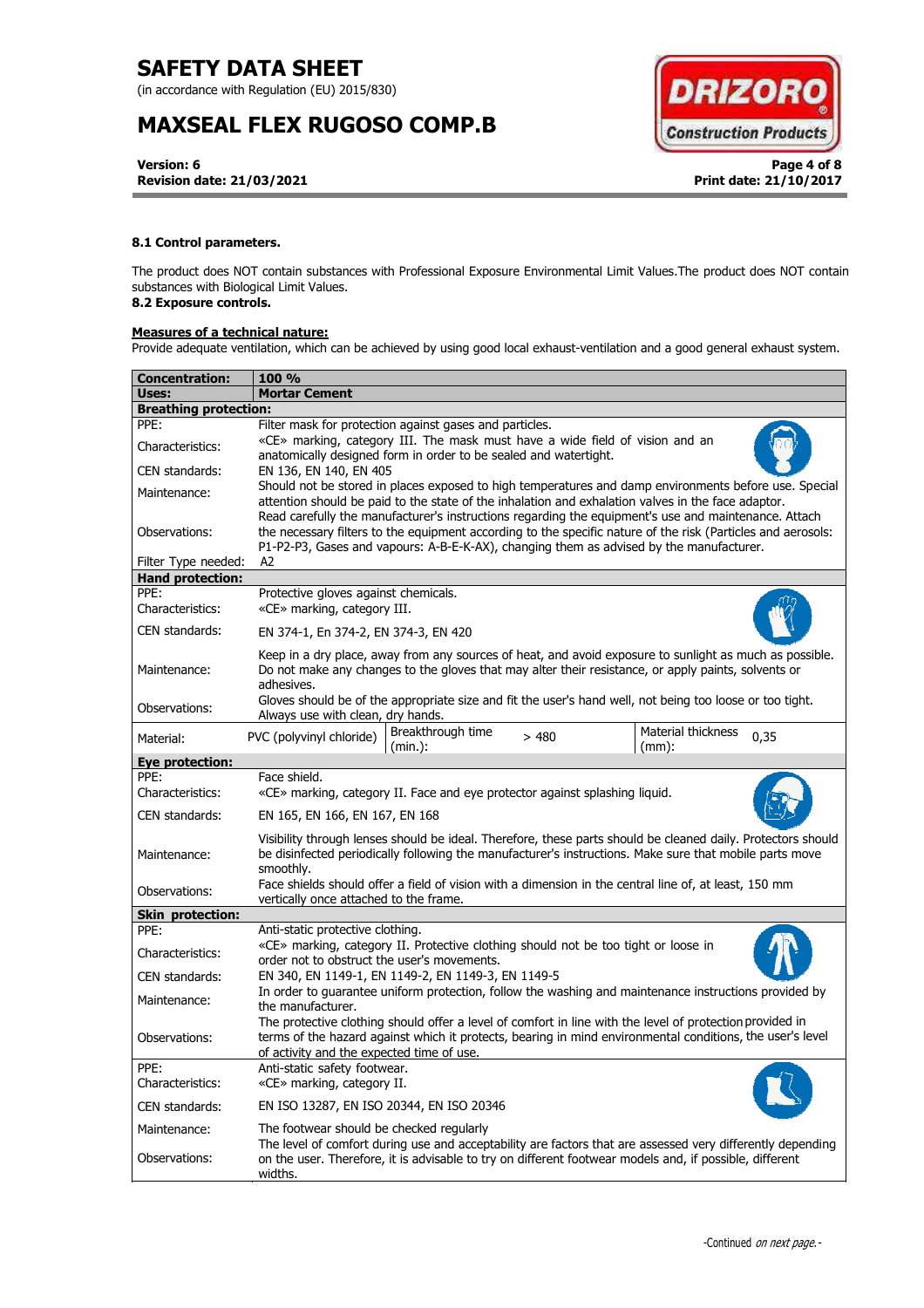#### 8.1 Control parameters.

The product does NOT contain substances with Professional Exposure Environmental Limit Values.The product does NOT contain substances with Biological Limit Values.

#### 8.2 Exposure controls.

**Measures of a technical nature:**

Provide adequate ventilation, which can be achieved by using good local exhaust-ventilation and a good general exhaust system.

| **Concentration:** | **100 %** | | | | |
|---|---|---|---|---|---|
| **Uses:** | **Mortar Cement** | | | | |
| **Breathing protection:** | | | | | |
| PPE: | Filter mask for protection against gases and particles. | | | | |
| Characteristics: | «CE» marking, category III. The mask must have a wide field of vision and an anatomically designed form in order to be sealed and watertight. | | | | |
| CEN standards: | EN 136, EN 140, EN 405 | | | | |
| Maintenance: | Should not be stored in places exposed to high temperatures and damp environments before use. Special attention should be paid to the state of the inhalation and exhalation valves in the face adaptor. | | | | |
| Observations: | Read carefully the manufacturer's instructions regarding the equipment's use and maintenance. Attach the necessary filters to the equipment according to the specific nature of the risk (Particles and aerosols: P1-P2-P3, Gases and vapours: A-B-E-K-AX), changing them as advised by the manufacturer. | | | | |
| Filter Type needed: | A2 | | | | |
| **Hand protection:** | | | | | |
| PPE: | Protective gloves against chemicals. | | | | |
| Characteristics: | «CE» marking, category III. | | | | |
| CEN standards: | EN 374-1, En 374-2, EN 374-3, EN 420 | | | | |
| Maintenance: | Keep in a dry place, away from any sources of heat, and avoid exposure to sunlight as much as possible. Do not make any changes to the gloves that may alter their resistance, or apply paints, solvents or adhesives. | | | | |
| Observations: | Gloves should be of the appropriate size and fit the user's hand well, not being too loose or too tight. Always use with clean, dry hands. | | | | |
| Material: | PVC (polyvinyl chloride) | Breakthrough time (min.): | > 480 | Material thickness (mm): | 0,35 |
| **Eye protection:** | | | | | |
| PPE: | Face shield. | | | | |
| Characteristics: | «CE» marking, category II. Face and eye protector against splashing liquid. | | | | |
| CEN standards: | EN 165, EN 166, EN 167, EN 168 | | | | |
| Maintenance: | Visibility through lenses should be ideal. Therefore, these parts should be cleaned daily. Protectors should be disinfected periodically following the manufacturer's instructions. Make sure that mobile parts move smoothly. | | | | |
| Observations: | Face shields should offer a field of vision with a dimension in the central line of, at least, 150 mm vertically once attached to the frame. | | | | |
| **Skin protection:** | | | | | |
| PPE: | Anti-static protective clothing. | | | | |
| Characteristics: | «CE» marking, category II. Protective clothing should not be too tight or loose in order not to obstruct the user's movements. | | | | |
| CEN standards: | EN 340, EN 1149-1, EN 1149-2, EN 1149-3, EN 1149-5 | | | | |
| Maintenance: | In order to guarantee uniform protection, follow the washing and maintenance instructions provided by the manufacturer. | | | | |
| Observations: | The protective clothing should offer a level of comfort in line with the level of protection provided in terms of the hazard against which it protects, bearing in mind environmental conditions, the user's level of activity and the expected time of use. | | | | |
| PPE: | Anti-static safety footwear. | | | | |
| Characteristics: | «CE» marking, category II. | | | | |
| CEN standards: | EN ISO 13287, EN ISO 20344, EN ISO 20346 | | | | |
| Maintenance: | The footwear should be checked regularly | | | | |
| Observations: | The level of comfort during use and acceptability are factors that are assessed very differently depending on the user. Therefore, it is advisable to try on different footwear models and, if possible, different widths. | | | | |

-Continued *on next page.*-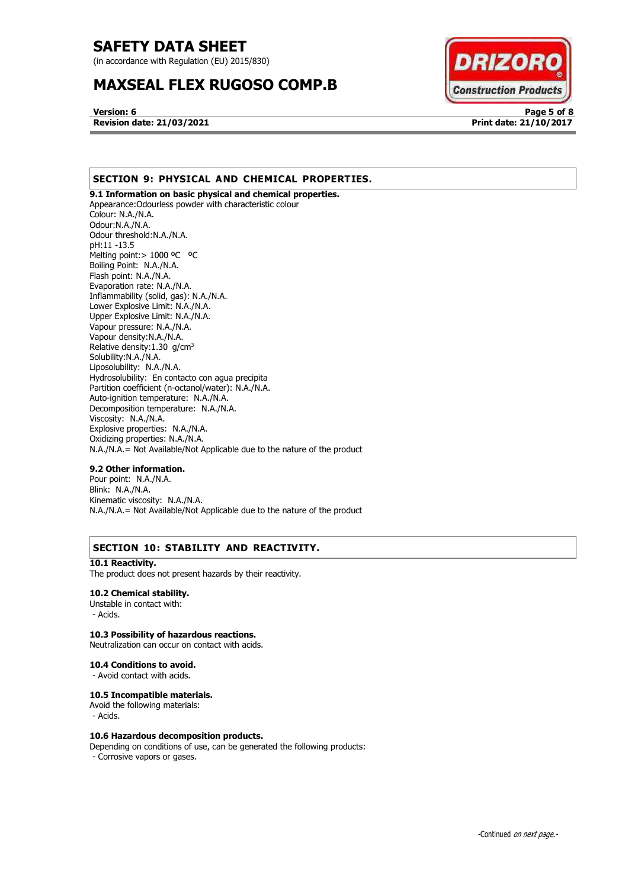## SECTION 9: PHYSICAL AND CHEMICAL PROPERTIES.

**9.1 Information on basic physical and chemical properties.**

Appearance:Odourless powder with characteristic colour
Colour: N.A./N.A.
Odour:N.A./N.A.
Odour threshold:N.A./N.A.
pH:11 -13.5
Melting point:> 1000 ºC ºC
Boiling Point: N.A./N.A.
Flash point: N.A./N.A.
Evaporation rate: N.A./N.A.
Inflammability (solid, gas): N.A./N.A.
Lower Explosive Limit: N.A./N.A.
Upper Explosive Limit: N.A./N.A.
Vapour pressure: N.A./N.A.
Vapour density:N.A./N.A.
Relative density:1.30 g/cm$^3$
Solubility:N.A./N.A.
Liposolubility: N.A./N.A.
Hydrosolubility: En contacto con agua precipita
Partition coefficient (n-octanol/water): N.A./N.A.
Auto-ignition temperature: N.A./N.A.
Decomposition temperature: N.A./N.A.
Viscosity: N.A./N.A.
Explosive properties: N.A./N.A.
Oxidizing properties: N.A./N.A.
N.A./N.A.= Not Available/Not Applicable due to the nature of the product

**9.2 Other information.**

Pour point: N.A./N.A.
Blink: N.A./N.A.
Kinematic viscosity: N.A./N.A.
N.A./N.A.= Not Available/Not Applicable due to the nature of the product

## SECTION 10: STABILITY AND REACTIVITY.

**10.1 Reactivity.**

The product does not present hazards by their reactivity.

**10.2 Chemical stability.**

Unstable in contact with:
- Acids.

**10.3 Possibility of hazardous reactions.**

Neutralization can occur on contact with acids.

**10.4 Conditions to avoid.**

- Avoid contact with acids.

**10.5 Incompatible materials.**

Avoid the following materials:
- Acids.

**10.6 Hazardous decomposition products.**

Depending on conditions of use, can be generated the following products:
- Corrosive vapors or gases.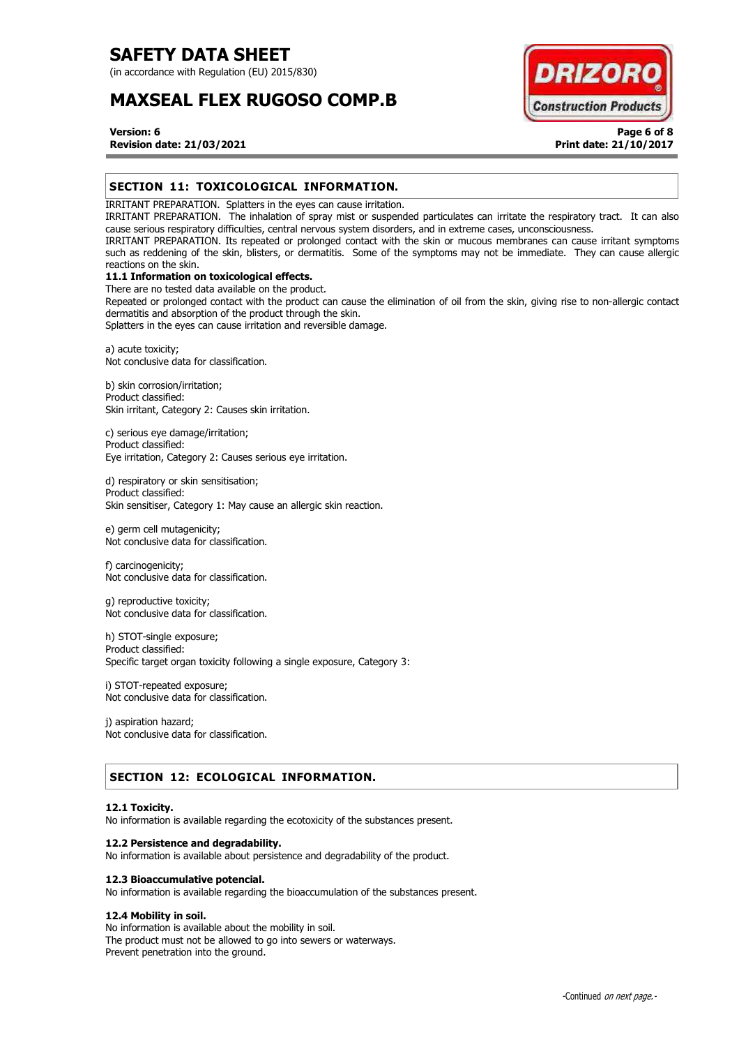## SECTION 11: TOXICOLOGICAL INFORMATION.

IRRITANT PREPARATION. Splatters in the eyes can cause irritation.
IRRITANT PREPARATION. The inhalation of spray mist or suspended particulates can irritate the respiratory tract. It can also cause serious respiratory difficulties, central nervous system disorders, and in extreme cases, unconsciousness.
IRRITANT PREPARATION. Its repeated or prolonged contact with the skin or mucous membranes can cause irritant symptoms such as reddening of the skin, blisters, or dermatitis. Some of the symptoms may not be immediate. They can cause allergic reactions on the skin.

### 11.1 Information on toxicological effects.

There are no tested data available on the product.
Repeated or prolonged contact with the product can cause the elimination of oil from the skin, giving rise to non-allergic contact dermatitis and absorption of the product through the skin.
Splatters in the eyes can cause irritation and reversible damage.

a) acute toxicity;
Not conclusive data for classification.

b) skin corrosion/irritation;
Product classified:
Skin irritant, Category 2: Causes skin irritation.

c) serious eye damage/irritation;
Product classified:
Eye irritation, Category 2: Causes serious eye irritation.

d) respiratory or skin sensitisation;
Product classified:
Skin sensitiser, Category 1: May cause an allergic skin reaction.

e) germ cell mutagenicity;
Not conclusive data for classification.

f) carcinogenicity;
Not conclusive data for classification.

g) reproductive toxicity;
Not conclusive data for classification.

h) STOT-single exposure;
Product classified:
Specific target organ toxicity following a single exposure, Category 3:

i) STOT-repeated exposure;
Not conclusive data for classification.

j) aspiration hazard;
Not conclusive data for classification.

## SECTION 12: ECOLOGICAL INFORMATION.

### 12.1 Toxicity.

No information is available regarding the ecotoxicity of the substances present.

### 12.2 Persistence and degradability.

No information is available about persistence and degradability of the product.

### 12.3 Bioaccumulative potencial.

No information is available regarding the bioaccumulation of the substances present.

### 12.4 Mobility in soil.

No information is available about the mobility in soil.
The product must not be allowed to go into sewers or waterways.
Prevent penetration into the ground.

-Continued *on next page.*-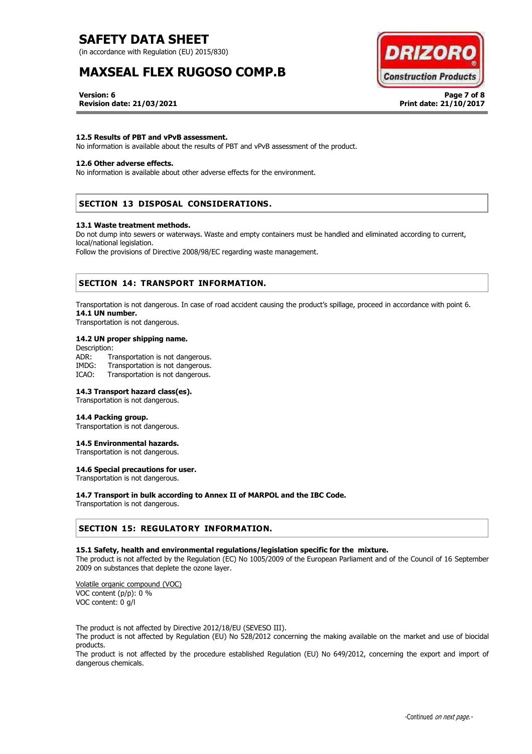#### 12.5 Results of PBT and vPvB assessment.

No information is available about the results of PBT and vPvB assessment of the product.

#### 12.6 Other adverse effects.

No information is available about other adverse effects for the environment.

## SECTION 13 DISPOSAL CONSIDERATIONS.

#### 13.1 Waste treatment methods.

Do not dump into sewers or waterways. Waste and empty containers must be handled and eliminated according to current, local/national legislation.

Follow the provisions of Directive 2008/98/EC regarding waste management.

## SECTION 14: TRANSPORT INFORMATION.

Transportation is not dangerous. In case of road accident causing the product's spillage, proceed in accordance with point 6.

#### 14.1 UN number.

Transportation is not dangerous.

#### 14.2 UN proper shipping name.

Description:

ADR: Transportation is not dangerous.
IMDG: Transportation is not dangerous.
ICAO: Transportation is not dangerous.

#### 14.3 Transport hazard class(es).

Transportation is not dangerous.

#### 14.4 Packing group.

Transportation is not dangerous.

#### 14.5 Environmental hazards.

Transportation is not dangerous.

#### 14.6 Special precautions for user.

Transportation is not dangerous.

#### 14.7 Transport in bulk according to Annex II of MARPOL and the IBC Code.

Transportation is not dangerous.

## SECTION 15: REGULATORY INFORMATION.

#### 15.1 Safety, health and environmental regulations/legislation specific for the mixture.

The product is not affected by the Regulation (EC) No 1005/2009 of the European Parliament and of the Council of 16 September 2009 on substances that deplete the ozone layer.

Volatile organic compound (VOC)
VOC content (p/p): 0 %
VOC content: 0 g/l

The product is not affected by Directive 2012/18/EU (SEVESO III).

The product is not affected by Regulation (EU) No 528/2012 concerning the making available on the market and use of biocidal products.

The product is not affected by the procedure established Regulation (EU) No 649/2012, concerning the export and import of dangerous chemicals.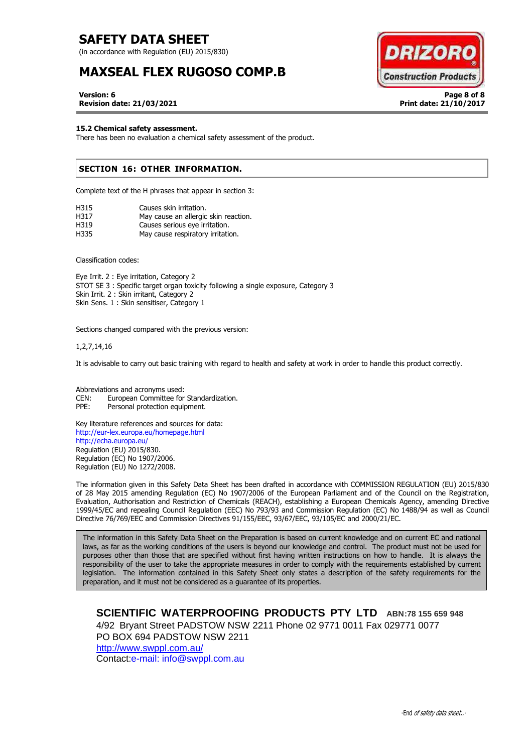**15.2 Chemical safety assessment.**

There has been no evaluation a chemical safety assessment of the product.

## SECTION 16: OTHER INFORMATION.

Complete text of the H phrases that appear in section 3:

| | |
|---|---|
| H315 | Causes skin irritation. |
| H317 | May cause an allergic skin reaction. |
| H319 | Causes serious eye irritation. |
| H335 | May cause respiratory irritation. |

Classification codes:

Eye Irrit. 2 : Eye irritation, Category 2
STOT SE 3 : Specific target organ toxicity following a single exposure, Category 3
Skin Irrit. 2 : Skin irritant, Category 2
Skin Sens. 1 : Skin sensitiser, Category 1

Sections changed compared with the previous version:

1,2,7,14,16

It is advisable to carry out basic training with regard to health and safety at work in order to handle this product correctly.

Abbreviations and acronyms used:
CEN: European Committee for Standardization.
PPE: Personal protection equipment.

Key literature references and sources for data:
http://eur-lex.europa.eu/homepage.html
http://echa.europa.eu/
Regulation (EU) 2015/830.
Regulation (EC) No 1907/2006.
Regulation (EU) No 1272/2008.

The information given in this Safety Data Sheet has been drafted in accordance with COMMISSION REGULATION (EU) 2015/830 of 28 May 2015 amending Regulation (EC) No 1907/2006 of the European Parliament and of the Council on the Registration, Evaluation, Authorisation and Restriction of Chemicals (REACH), establishing a European Chemicals Agency, amending Directive 1999/45/EC and repealing Council Regulation (EEC) No 793/93 and Commission Regulation (EC) No 1488/94 as well as Council Directive 76/769/EEC and Commission Directives 91/155/EEC, 93/67/EEC, 93/105/EC and 2000/21/EC.

The information in this Safety Data Sheet on the Preparation is based on current knowledge and on current EC and national laws, as far as the working conditions of the users is beyond our knowledge and control. The product must not be used for purposes other than those that are specified without first having written instructions on how to handle. It is always the responsibility of the user to take the appropriate measures in order to comply with the requirements established by current legislation. The information contained in this Safety Sheet only states a description of the safety requirements for the preparation, and it must not be considered as a guarantee of its properties.

**SCIENTIFIC WATERPROOFING PRODUCTS PTY LTD** **ABN:78 155 659 948**
4/92 Bryant Street PADSTOW NSW 2211 Phone 02 9771 0011 Fax 029771 0077
PO BOX 694 PADSTOW NSW 2211
http://www.swppl.com.au/
Contact:e-mail: info@swppl.com.au

-End *of safety data sheet.*.-